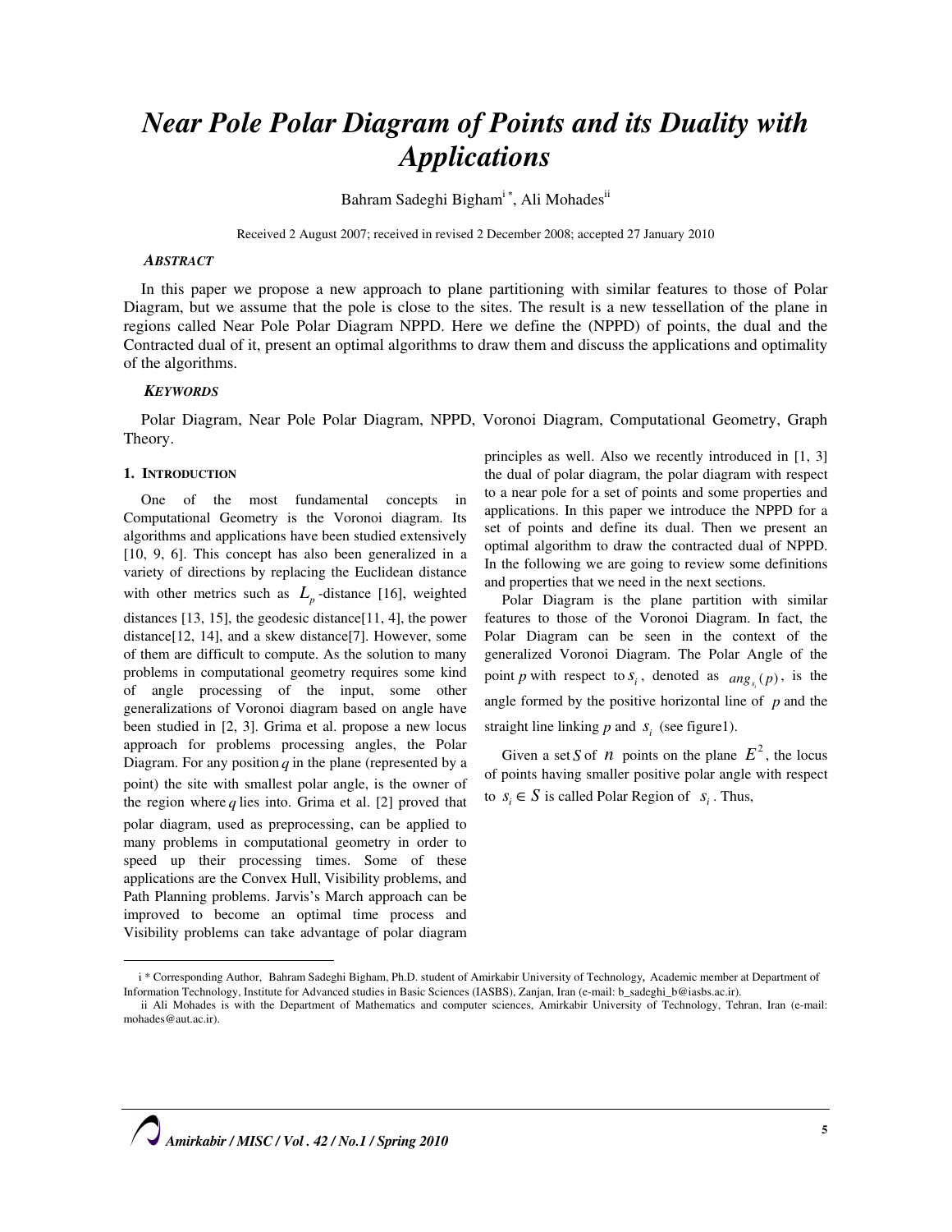# Near Pole Polar Diagram of Points and its Duality with Applications

Bahram Sadeghi Bigham[i *], Ali Mohades[ii]

Received 2 August 2007; received in revised 2 December 2008; accepted 27 January 2010

### *ABSTRACT*

In this paper we propose a new approach to plane partitioning with similar features to those of Polar Diagram, but we assume that the pole is close to the sites. The result is a new tessellation of the plane in regions called Near Pole Polar Diagram NPPD. Here we define the (NPPD) of points, the dual and the Contracted dual of it, present an optimal algorithms to draw them and discuss the applications and optimality of the algorithms.

### *KEYWORDS*

Polar Diagram, Near Pole Polar Diagram, NPPD, Voronoi Diagram, Computational Geometry, Graph Theory.

## 1. INTRODUCTION

One of the most fundamental concepts in Computational Geometry is the Voronoi diagram. Its algorithms and applications have been studied extensively [10, 9, 6]. This concept has also been generalized in a variety of directions by replacing the Euclidean distance with other metrics such as $L_p$-distance [16], weighted distances [13, 15], the geodesic distance[11, 4], the power distance[12, 14], and a skew distance[7]. However, some of them are difficult to compute. As the solution to many problems in computational geometry requires some kind of angle processing of the input, some other generalizations of Voronoi diagram based on angle have been studied in [2, 3]. Grima et al. propose a new locus approach for problems processing angles, the Polar Diagram. For any position $q$ in the plane (represented by a point) the site with smallest polar angle, is the owner of the region where $q$ lies into. Grima et al. [2] proved that polar diagram, used as preprocessing, can be applied to many problems in computational geometry in order to speed up their processing times. Some of these applications are the Convex Hull, Visibility problems, and Path Planning problems. Jarvis's March approach can be improved to become an optimal time process and Visibility problems can take advantage of polar diagram principles as well. Also we recently introduced in [1, 3] the dual of polar diagram, the polar diagram with respect to a near pole for a set of points and some properties and applications. In this paper we introduce the NPPD for a set of points and define its dual. Then we present an optimal algorithm to draw the contracted dual of NPPD. In the following we are going to review some definitions and properties that we need in the next sections.

Polar Diagram is the plane partition with similar features to those of the Voronoi Diagram. In fact, the Polar Diagram can be seen in the context of the generalized Voronoi Diagram. The Polar Angle of the point $p$ with respect to $s_i$, denoted as $ang_{s_i}(p)$, is the angle formed by the positive horizontal line of $p$ and the straight line linking $p$ and $s_i$ (see figure1).

Given a set $S$ of $n$ points on the plane $E^2$, the locus of points having smaller positive polar angle with respect to $s_i \in S$ is called Polar Region of $s_i$. Thus,

---

i * Corresponding Author, Bahram Sadeghi Bigham, Ph.D. student of Amirkabir University of Technology, Academic member at Department of Information Technology, Institute for Advanced studies in Basic Sciences (IASBS), Zanjan, Iran (e-mail: b_sadeghi_b@iasbs.ac.ir).

ii Ali Mohades is with the Department of Mathematics and computer sciences, Amirkabir University of Technology, Tehran, Iran (e-mail: mohades@aut.ac.ir).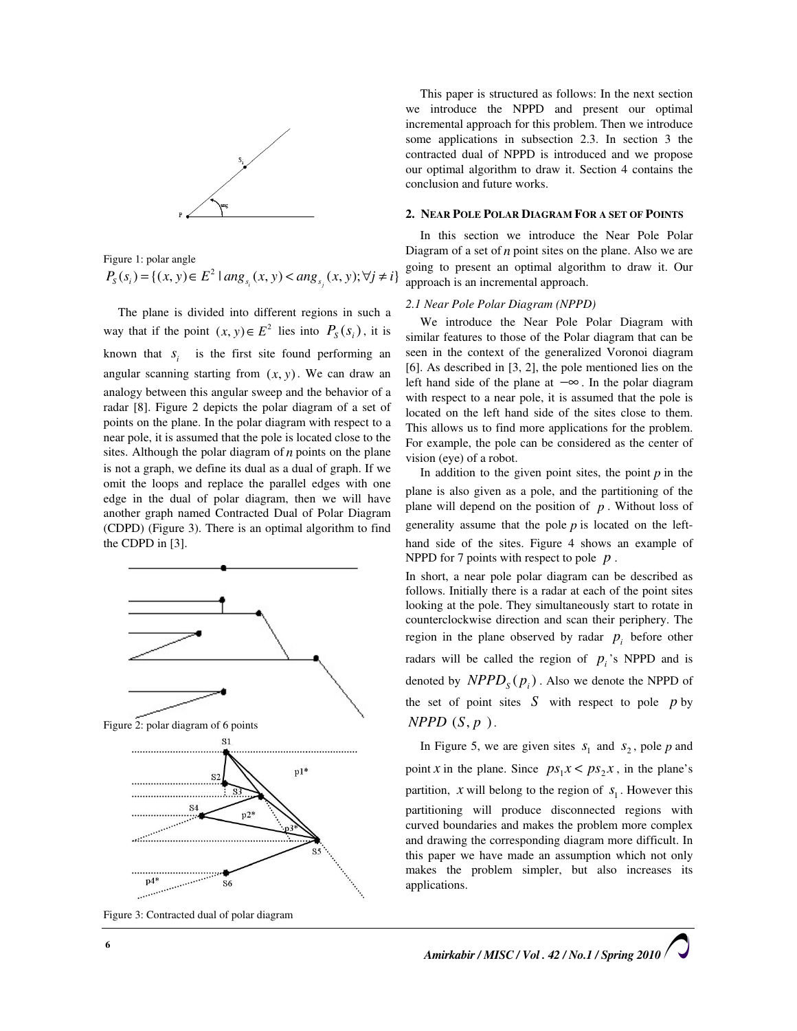Figure 1: polar angle

$$P_S(s_i) = \{(x, y) \in E^2 \mid ang_{s_i}(x, y) < ang_{s_j}(x, y); \forall j \neq i\}$$

The plane is divided into different regions in such a way that if the point $(x, y) \in E^2$ lies into $P_S(s_i)$, it is known that $s_i$ is the first site found performing an angular scanning starting from $(x, y)$. We can draw an analogy between this angular sweep and the behavior of a radar [8]. Figure 2 depicts the polar diagram of a set of points on the plane. In the polar diagram with respect to a near pole, it is assumed that the pole is located close to the sites. Although the polar diagram of *n* points on the plane is not a graph, we define its dual as a dual of graph. If we omit the loops and replace the parallel edges with one edge in the dual of polar diagram, then we will have another graph named Contracted Dual of Polar Diagram (CDPD) (Figure 3). There is an optimal algorithm to find the CDPD in [3].

Figure 2: polar diagram of 6 points

Figure 3: Contracted dual of polar diagram

This paper is structured as follows: In the next section we introduce the NPPD and present our optimal incremental approach for this problem. Then we introduce some applications in subsection 2.3. In section 3 the contracted dual of NPPD is introduced and we propose our optimal algorithm to draw it. Section 4 contains the conclusion and future works.

## 2. Near Pole Polar Diagram For a set of Points

In this section we introduce the Near Pole Polar Diagram of a set of *n* point sites on the plane. Also we are going to present an optimal algorithm to draw it. Our approach is an incremental approach.

### 2.1 Near Pole Polar Diagram (NPPD)

We introduce the Near Pole Polar Diagram with similar features to those of the Polar diagram that can be seen in the context of the generalized Voronoi diagram [6]. As described in [3, 2], the pole mentioned lies on the left hand side of the plane at $-\infty$. In the polar diagram with respect to a near pole, it is assumed that the pole is located on the left hand side of the sites close to them. This allows us to find more applications for the problem. For example, the pole can be considered as the center of vision (eye) of a robot.

In addition to the given point sites, the point *p* in the plane is also given as a pole, and the partitioning of the plane will depend on the position of $p$. Without loss of generality assume that the pole *p* is located on the left-hand side of the sites. Figure 4 shows an example of NPPD for 7 points with respect to pole $p$.

In short, a near pole polar diagram can be described as follows. Initially there is a radar at each of the point sites looking at the pole. They simultaneously start to rotate in counterclockwise direction and scan their periphery. The region in the plane observed by radar $p_i$ before other radars will be called the region of $p_i$'s NPPD and is denoted by $NPPD_S(p_i)$. Also we denote the NPPD of the set of point sites $S$ with respect to pole $p$ by $NPPD\ (S, p\ )$.

In Figure 5, we are given sites $s_1$ and $s_2$, pole *p* and point *x* in the plane. Since $ps_1x < ps_2x$, in the plane's partition, $x$ will belong to the region of $s_1$. However this partitioning will produce disconnected regions with curved boundaries and makes the problem more complex and drawing the corresponding diagram more difficult. In this paper we have made an assumption which not only makes the problem simpler, but also increases its applications.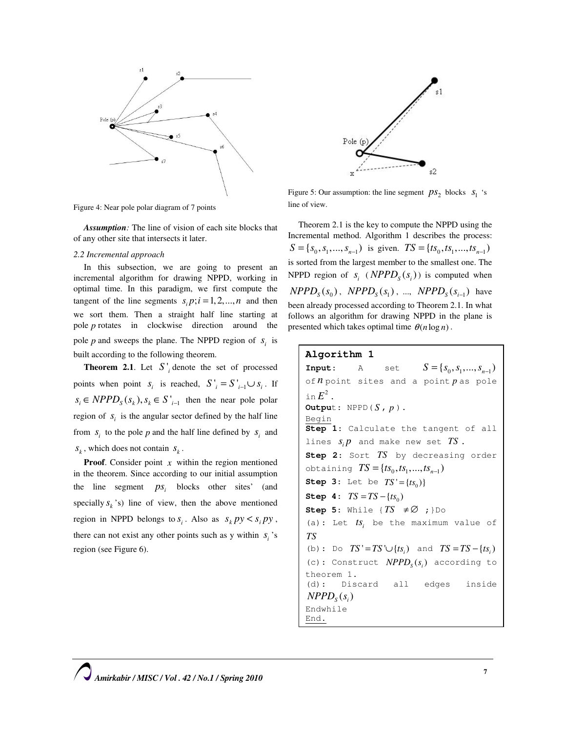Figure 4: Near pole polar diagram of 7 points

***Assumption:*** The line of vision of each site blocks that of any other site that intersects it later.

*2.2 Incremental approach*

In this subsection, we are going to present an incremental algorithm for drawing NPPD, working in optimal time. In this paradigm, we first compute the tangent of the line segments $s_i p; i = 1, 2, ..., n$ and then we sort them. Then a straight half line starting at pole *p* rotates in clockwise direction around the pole *p* and sweeps the plane. The NPPD region of $s_i$ is built according to the following theorem.

**Theorem 2.1**. Let $S'_i$ denote the set of processed points when point $s_i$ is reached, $S'_i = S'_{i-1} \cup s_i$. If $s_i \in NPPD_S(s_k), s_k \in S'_{i-1}$ then the near pole polar region of $s_i$ is the angular sector defined by the half line from $s_i$ to the pole *p* and the half line defined by $s_i$ and $s_k$, which does not contain $s_k$.

**Proof**. Consider point $x$ within the region mentioned in the theorem. Since according to our initial assumption the line segment $ps_i$ blocks other sites' (and specially $s_k$'s) line of view, then the above mentioned region in NPPD belongs to $s_i$. Also as $s_k py < s_i py$, there can not exist any other points such as y within $s_i$'s region (see Figure 6).

Figure 5: Our assumption: the line segment $ps_2$ blocks $s_1$ 's line of view.

Theorem 2.1 is the key to compute the NPPD using the Incremental method. Algorithm 1 describes the process: $S = \{s_0, s_1, ..., s_{n-1})$ is given. $TS = \{ts_0, ts_1, ..., ts_{n-1})$ is sorted from the largest member to the smallest one. The NPPD region of $s_i$ ($NPPD_S(s_i)$) is computed when $NPPD_S(s_0)$, $NPPD_S(s_1)$, ..., $NPPD_S(s_{i-1})$ have been already processed according to Theorem 2.1. In what follows an algorithm for drawing NPPD in the plane is presented which takes optimal time $\theta(n \log n)$.

**Algorithm 1**

**Input:** A set $S = \{s_0, s_1, ..., s_{n-1})$ of $n$ point sites and a point $p$ as pole in $E^2$.

**Output:** NPPD($S$, $p$).

Begin

**Step 1:** Calculate the tangent of all lines $s_i p$ and make new set $TS$.

**Step 2:** Sort $TS$ by decreasing order obtaining $TS = \{ts_0, ts_1, ..., ts_{n-1})$

**Step 3:** Let be $TS' = \{ts_0)\}$

**Step 4:** $TS = TS - \{ts_0)$

**Step 5:** While {$TS \neq \varnothing$ ;}Do

(a): Let $ts_i$ be the maximum value of $TS$

(b): Do $TS' = TS' \cup \{ts_i)$ and $TS = TS - \{ts_i)$

(c): Construct $NPPD_S(s_i)$ according to theorem 1.

(d): Discard all edges inside $NPPD_S(s_i)$

Endwhile

End.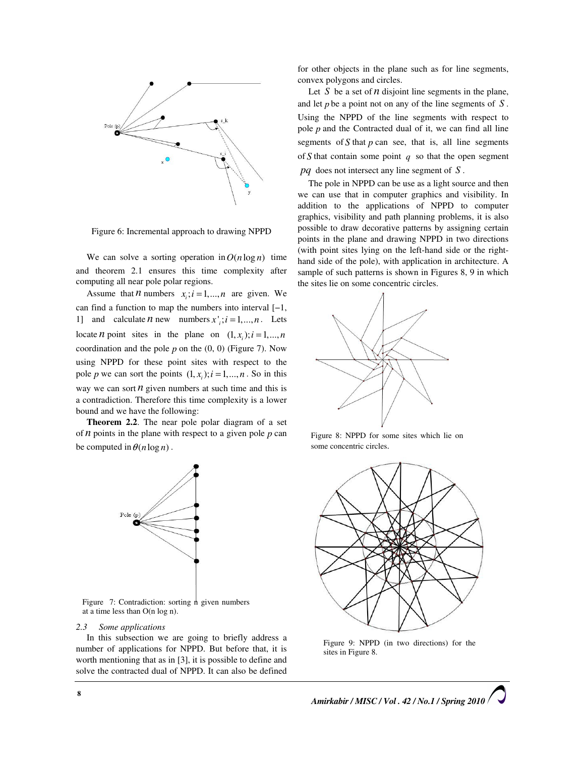Figure 6: Incremental approach to drawing NPPD

We can solve a sorting operation in $O(n \log n)$ time and theorem 2.1 ensures this time complexity after computing all near pole polar regions.

Assume that $n$ numbers $x_i; i = 1,...,n$ are given. We can find a function to map the numbers into interval $[-1, 1]$ and calculate $n$ new numbers $x'_i; i = 1,...,n$. Lets locate $n$ point sites in the plane on $(1, x_i); i = 1,...,n$ coordination and the pole $p$ on the (0, 0) (Figure 7). Now using NPPD for these point sites with respect to the pole $p$ we can sort the points $(1, x_i); i = 1,...,n$. So in this way we can sort $n$ given numbers at such time and this is a contradiction. Therefore this time complexity is a lower bound and we have the following:

**Theorem 2.2**. The near pole polar diagram of a set of $n$ points in the plane with respect to a given pole $p$ can be computed in $\theta(n \log n)$.

Figure 7: Contradiction: sorting n given numbers at a time less than O(n log n).

### *2.3 Some applications*

In this subsection we are going to briefly address a number of applications for NPPD. But before that, it is worth mentioning that as in [3], it is possible to define and solve the contracted dual of NPPD. It can also be defined for other objects in the plane such as for line segments, convex polygons and circles.

Let $S$ be a set of $n$ disjoint line segments in the plane, and let $p$ be a point not on any of the line segments of $S$. Using the NPPD of the line segments with respect to pole $p$ and the Contracted dual of it, we can find all line segments of $S$ that $p$ can see, that is, all line segments of $S$ that contain some point $q$ so that the open segment $pq$ does not intersect any line segment of $S$.

The pole in NPPD can be use as a light source and then we can use that in computer graphics and visibility. In addition to the applications of NPPD to computer graphics, visibility and path planning problems, it is also possible to draw decorative patterns by assigning certain points in the plane and drawing NPPD in two directions (with point sites lying on the left-hand side or the right-hand side of the pole), with application in architecture. A sample of such patterns is shown in Figures 8, 9 in which the sites lie on some concentric circles.

Figure 8: NPPD for some sites which lie on some concentric circles.

Figure 9: NPPD (in two directions) for the sites in Figure 8.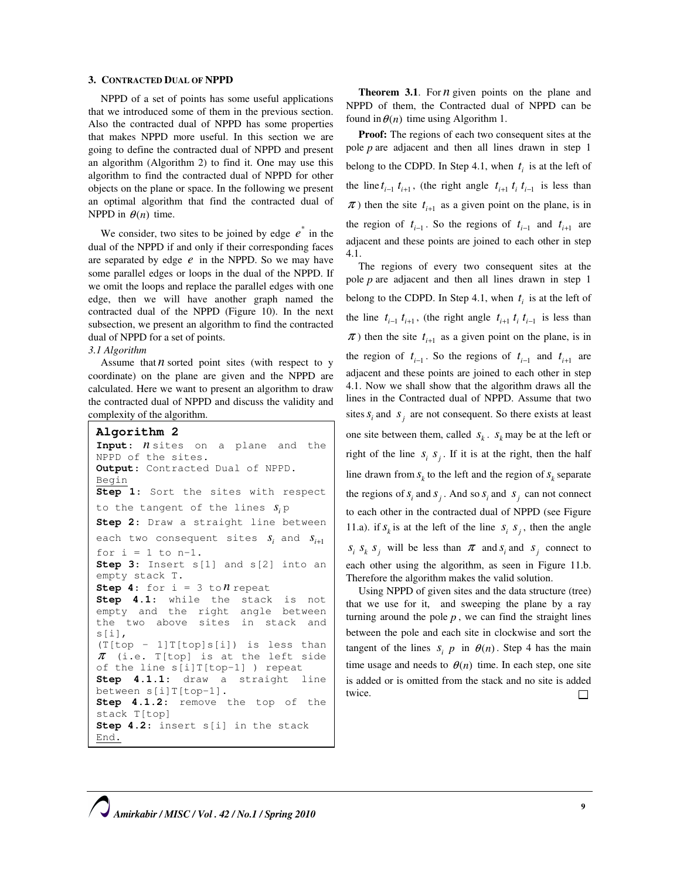## 3. Contracted Dual of NPPD

NPPD of a set of points has some useful applications that we introduced some of them in the previous section. Also the contracted dual of NPPD has some properties that makes NPPD more useful. In this section we are going to define the contracted dual of NPPD and present an algorithm (Algorithm 2) to find it. One may use this algorithm to find the contracted dual of NPPD for other objects on the plane or space. In the following we present an optimal algorithm that find the contracted dual of NPPD in $\theta(n)$ time.

We consider, two sites to be joined by edge $e^*$ in the dual of the NPPD if and only if their corresponding faces are separated by edge $e$ in the NPPD. So we may have some parallel edges or loops in the dual of the NPPD. If we omit the loops and replace the parallel edges with one edge, then we will have another graph named the contracted dual of the NPPD (Figure 10). In the next subsection, we present an algorithm to find the contracted dual of NPPD for a set of points.

### *3.1 Algorithm*

Assume that $n$ sorted point sites (with respect to y coordinate) on the plane are given and the NPPD are calculated. Here we want to present an algorithm to draw the contracted dual of NPPD and discuss the validity and complexity of the algorithm.

```
Algorithm 2
Input: n sites on a plane and the NPPD of the sites.
Output: Contracted Dual of NPPD.
Begin
Step 1: Sort the sites with respect to the tangent of the lines s_i p
Step 2: Draw a straight line between each two consequent sites s_i and s_{i+1} for i = 1 to n-1.
Step 3: Insert s[1] and s[2] into an empty stack T.
Step 4: for i = 3 to n repeat
Step 4.1: while the stack is not empty and the right angle between the two above sites in stack and s[i],
(T[top - 1]T[top]s[i]) is less than π (i.e. T[top] is at the left side of the line s[i]T[top-1] ) repeat
Step 4.1.1: draw a straight line between s[i]T[top-1].
Step 4.1.2: remove the top of the stack T[top]
Step 4.2: insert s[i] in the stack
End.
```

**Theorem 3.1**. For $n$ given points on the plane and NPPD of them, the Contracted dual of NPPD can be found in $\theta(n)$ time using Algorithm 1.

**Proof:** The regions of each two consequent sites at the pole *p* are adjacent and then all lines drawn in step 1 belong to the CDPD. In Step 4.1, when $t_i$ is at the left of the line $t_{i-1}\ t_{i+1}$, (the right angle $t_{i+1}\ t_i\ t_{i-1}$ is less than $\pi$) then the site $t_{i+1}$ as a given point on the plane, is in the region of $t_{i-1}$. So the regions of $t_{i-1}$ and $t_{i+1}$ are adjacent and these points are joined to each other in step 4.1.

The regions of every two consequent sites at the pole *p* are adjacent and then all lines drawn in step 1 belong to the CDPD. In Step 4.1, when $t_i$ is at the left of the line $t_{i-1}\ t_{i+1}$, (the right angle $t_{i+1}\ t_i\ t_{i-1}$ is less than $\pi$) then the site $t_{i+1}$ as a given point on the plane, is in the region of $t_{i-1}$. So the regions of $t_{i-1}$ and $t_{i+1}$ are adjacent and these points are joined to each other in step 4.1. Now we shall show that the algorithm draws all the lines in the Contracted dual of NPPD. Assume that two sites $s_i$ and $s_j$ are not consequent. So there exists at least one site between them, called $s_k$. $s_k$ may be at the left or right of the line $s_i\ s_j$. If it is at the right, then the half line drawn from $s_k$ to the left and the region of $s_k$ separate the regions of $s_i$ and $s_j$. And so $s_i$ and $s_j$ can not connect to each other in the contracted dual of NPPD (see Figure 11.a). if $s_k$ is at the left of the line $s_i\ s_j$, then the angle $s_i\ s_k\ s_j$ will be less than $\pi$ and $s_i$ and $s_j$ connect to each other using the algorithm, as seen in Figure 11.b. Therefore the algorithm makes the valid solution.

Using NPPD of given sites and the data structure (tree) that we use for it, and sweeping the plane by a ray turning around the pole $p$, we can find the straight lines between the pole and each site in clockwise and sort the tangent of the lines $s_i\ p$ in $\theta(n)$. Step 4 has the main time usage and needs to $\theta(n)$ time. In each step, one site is added or is omitted from the stack and no site is added twice. □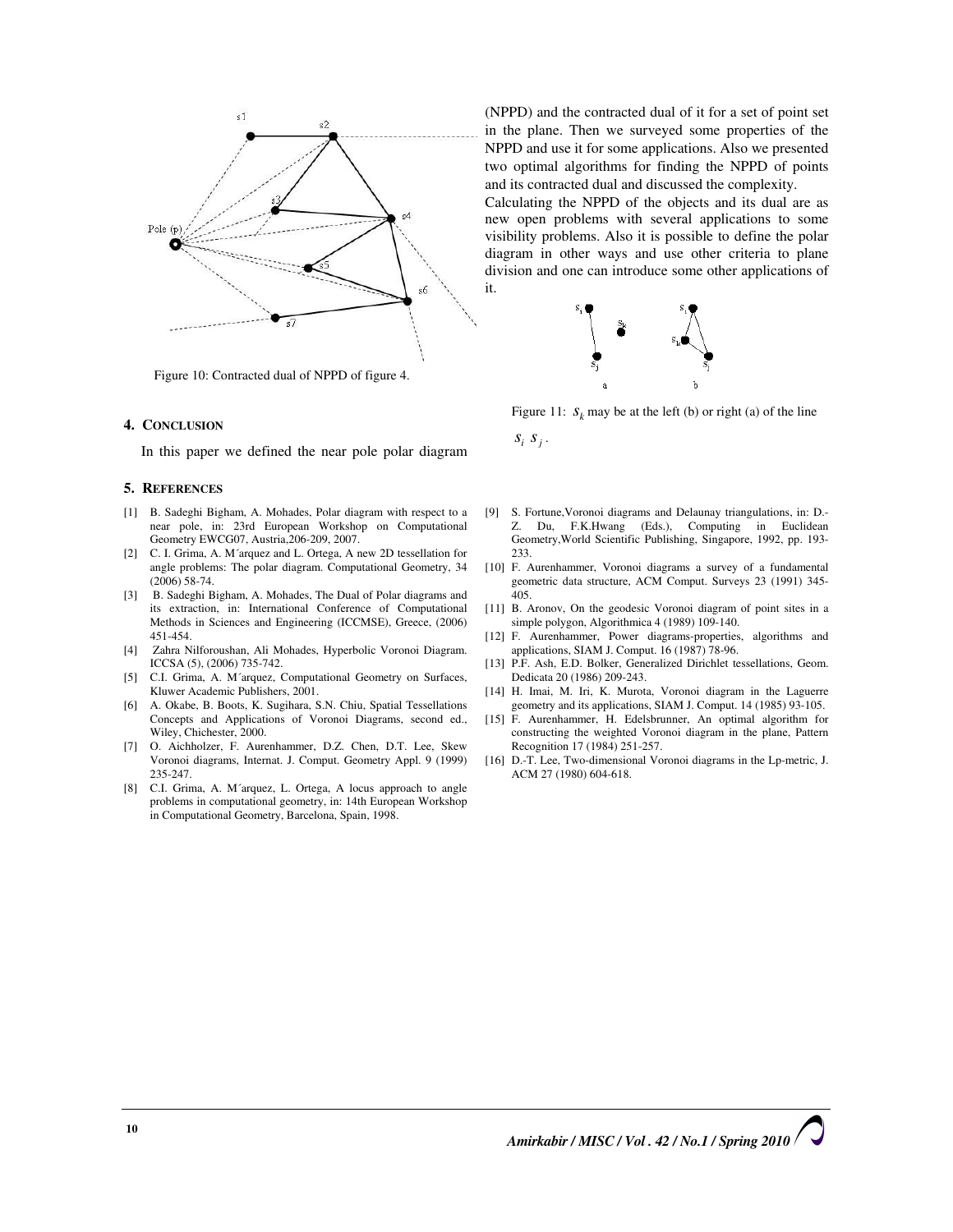s1

s2

s3

s4

Pole (p)

s5

s6

s7

Figure 10: Contracted dual of NPPD of figure 4.

## 4. CONCLUSION

In this paper we defined the near pole polar diagram (NPPD) and the contracted dual of it for a set of point set in the plane. Then we surveyed some properties of the NPPD and use it for some applications. Also we presented two optimal algorithms for finding the NPPD of points and its contracted dual and discussed the complexity.

Calculating the NPPD of the objects and its dual are as new open problems with several applications to some visibility problems. Also it is possible to define the polar diagram in other ways and use other criteria to plane division and one can introduce some other applications of it.

$s_i$ $s_k$ $s_j$ a

$s_i$ $s_k$ $s_j$ b

Figure 11: $s_k$ may be at the left (b) or right (a) of the line $s_i\ s_j$.

## 5. REFERENCES

[1] B. Sadeghi Bigham, A. Mohades, Polar diagram with respect to a near pole, in: 23rd European Workshop on Computational Geometry EWCG07, Austria,206-209, 2007.

[2] C. I. Grima, A. M´arquez and L. Ortega, A new 2D tessellation for angle problems: The polar diagram. Computational Geometry, 34 (2006) 58-74.

[3] B. Sadeghi Bigham, A. Mohades, The Dual of Polar diagrams and its extraction, in: International Conference of Computational Methods in Sciences and Engineering (ICCMSE), Greece, (2006) 451-454.

[4] Zahra Nilforoushan, Ali Mohades, Hyperbolic Voronoi Diagram. ICCSA (5), (2006) 735-742.

[5] C.I. Grima, A. M´arquez, Computational Geometry on Surfaces, Kluwer Academic Publishers, 2001.

[6] A. Okabe, B. Boots, K. Sugihara, S.N. Chiu, Spatial Tessellations Concepts and Applications of Voronoi Diagrams, second ed., Wiley, Chichester, 2000.

[7] O. Aichholzer, F. Aurenhammer, D.Z. Chen, D.T. Lee, Skew Voronoi diagrams, Internat. J. Comput. Geometry Appl. 9 (1999) 235-247.

[8] C.I. Grima, A. M´arquez, L. Ortega, A locus approach to angle problems in computational geometry, in: 14th European Workshop in Computational Geometry, Barcelona, Spain, 1998.

[9] S. Fortune,Voronoi diagrams and Delaunay triangulations, in: D.-Z. Du, F.K.Hwang (Eds.), Computing in Euclidean Geometry,World Scientific Publishing, Singapore, 1992, pp. 193-233.

[10] F. Aurenhammer, Voronoi diagrams a survey of a fundamental geometric data structure, ACM Comput. Surveys 23 (1991) 345-405.

[11] B. Aronov, On the geodesic Voronoi diagram of point sites in a simple polygon, Algorithmica 4 (1989) 109-140.

[12] F. Aurenhammer, Power diagrams-properties, algorithms and applications, SIAM J. Comput. 16 (1987) 78-96.

[13] P.F. Ash, E.D. Bolker, Generalized Dirichlet tessellations, Geom. Dedicata 20 (1986) 209-243.

[14] H. Imai, M. Iri, K. Murota, Voronoi diagram in the Laguerre geometry and its applications, SIAM J. Comput. 14 (1985) 93-105.

[15] F. Aurenhammer, H. Edelsbrunner, An optimal algorithm for constructing the weighted Voronoi diagram in the plane, Pattern Recognition 17 (1984) 251-257.

[16] D.-T. Lee, Two-dimensional Voronoi diagrams in the Lp-metric, J. ACM 27 (1980) 604-618.